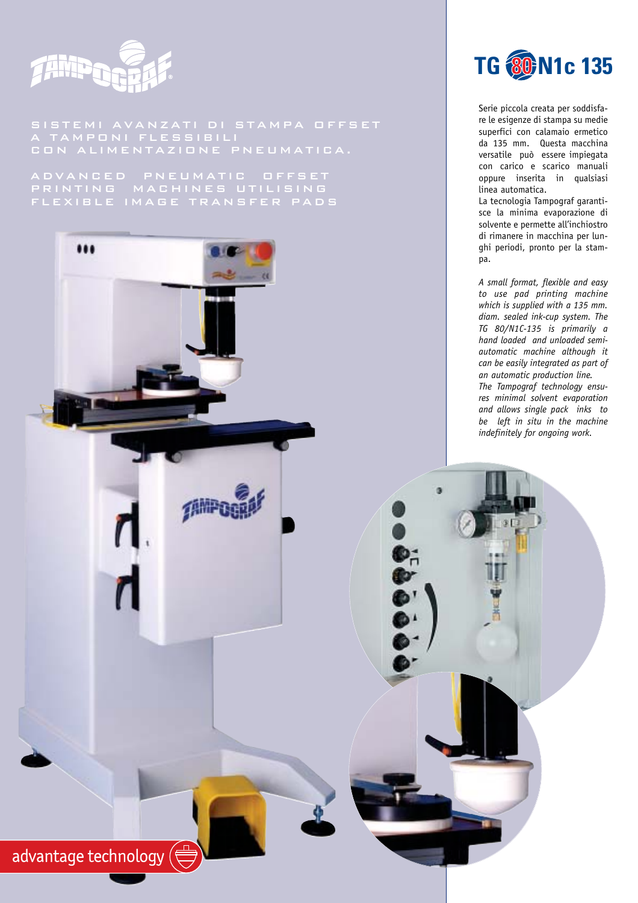# TAMPOGRAF

SISTEMI AVANZATI DI STAMPA OFFSET A TAMPONI FLESSIBILI CON ALIMENTAZIONE PNEUMATICA.

ADVANCED PNEUMATIC OFFSET PRINTING MACHINES UTILISING FLEXIBLE IMAGE TRANSFER PADS

# TG 80 N1c 135

Serie piccola creata per soddisfare le esigenze di stampa su medie superfici con calamaio ermetico da 135 mm. Questa macchina versatile può essere impiegata con carico e scarico manuali oppure inserita in qualsiasi linea automatica.

La tecnologia Tampograf garantisce la minima evaporazione di solvente e permette all'inchiostro di rimanere in macchina per lunghi periodi, pronto per la stampa.

*A small format, flexible and easy to use pad printing machine which is supplied with a 135 mm. diam. sealed ink-cup system. The TG 80/N1C-135 is primarily a hand loaded and unloaded semi-automatic machine although it can be easily integrated as part of an automatic production line.*

*The Tampograf technology ensures minimal solvent evaporation and allows single pack inks to be left in situ in the machine indefinitely for ongoing work.*

advantage technology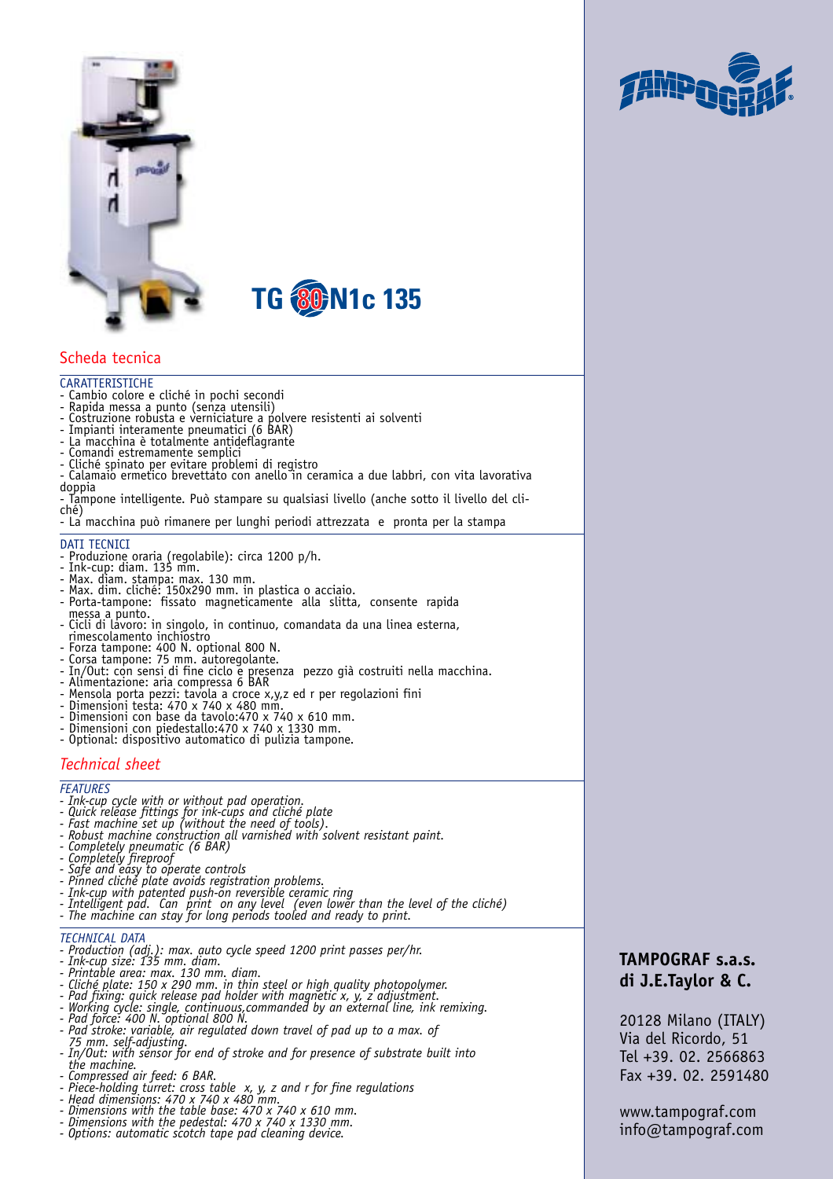# TG 80 N1c 135

## Scheda tecnica

### CARATTERISTICHE

- Cambio colore e cliché in pochi secondi
- Rapida messa a punto (senza utensili)
- Costruzione robusta e verniciature a polvere resistenti ai solventi
- Impianti interamente pneumatici (6 BAR)
- La macchina è totalmente antideflagrante
- Comandi estremamente semplici
- Cliché spinato per evitare problemi di registro
- Calamaio ermetico brevettato con anello in ceramica a due labbri, con vita lavorativa doppia
- Tampone intelligente. Può stampare su qualsiasi livello (anche sotto il livello del cliché)
- La macchina può rimanere per lunghi periodi attrezzata e pronta per la stampa

### DATI TECNICI

- Produzione oraria (regolabile): circa 1200 p/h.
- Ink-cup: diam. 135 mm.
- Max. diam. stampa: max. 130 mm.
- Max. dim. cliché: 150x290 mm. in plastica o acciaio.
- Porta-tampone: fissato magneticamente alla slitta, consente rapida messa a punto.
- Cicli di lavoro: in singolo, in continuo, comandata da una linea esterna, rimescolamento inchiostro
- Forza tampone: 400 N. optional 800 N.
- Corsa tampone: 75 mm. autoregolante.
- In/Out: con sensi di fine ciclo e presenza pezzo già costruiti nella macchina.
- Alimentazione: aria compressa 6 BAR
- Mensola porta pezzi: tavola a croce x,y,z ed r per regolazioni fini
- Dimensioni testa: 470 x 740 x 480 mm.
- Dimensioni con base da tavolo:470 x 740 x 610 mm.
- Dimensioni con piedestallo:470 x 740 x 1330 mm.
- Optional: dispositivo automatico di pulizia tampone.

## *Technical sheet*

### *FEATURES*

- *Ink-cup cycle with or without pad operation.*
- *Quick release fittings for ink-cups and cliché plate*
- *Fast machine set up (without the need of tools).*
- *Robust machine construction all varnished with solvent resistant paint.*
- *Completely pneumatic (6 BAR)*
- *Completely fireproof*
- *Safe and easy to operate controls*
- *Pinned cliché plate avoids registration problems.*
- *Ink-cup with patented push-on reversible ceramic ring*
- *Intelligent pad. Can print on any level (even lower than the level of the cliché)*
- *The machine can stay for long periods tooled and ready to print.*

### *TECHNICAL DATA*

- *Production (adj.): max. auto cycle speed 1200 print passes per/hr.*
- *Ink-cup size: 135 mm. diam.*
- *Printable area: max. 130 mm. diam.*
- *Cliché plate: 150 x 290 mm. in thin steel or high quality photopolymer.*
- *Pad fixing: quick release pad holder with magnetic x, y, z adjustment.*
- *Working cycle: single, continuous,commanded by an external line, ink remixing.*
- *Pad force: 400 N. optional 800 N.*
- *Pad stroke: variable, air regulated down travel of pad up to a max. of 75 mm. self-adjusting.*
- *In/Out: with sensor for end of stroke and for presence of substrate built into the machine.*
- *Compressed air feed: 6 BAR.*
- *Piece-holding turret: cross table x, y, z and r for fine regulations*
- *Head dimensions: 470 x 740 x 480 mm.*
- *Dimensions with the table base: 470 x 740 x 610 mm.*
- *Dimensions with the pedestal: 470 x 740 x 1330 mm.*
- *Options: automatic scotch tape pad cleaning device.*

**TAMPOGRAF s.a.s. di J.E.Taylor & C.**

20128 Milano (ITALY)
Via del Ricordo, 51
Tel +39. 02. 2566863
Fax +39. 02. 2591480

www.tampograf.com
info@tampograf.com